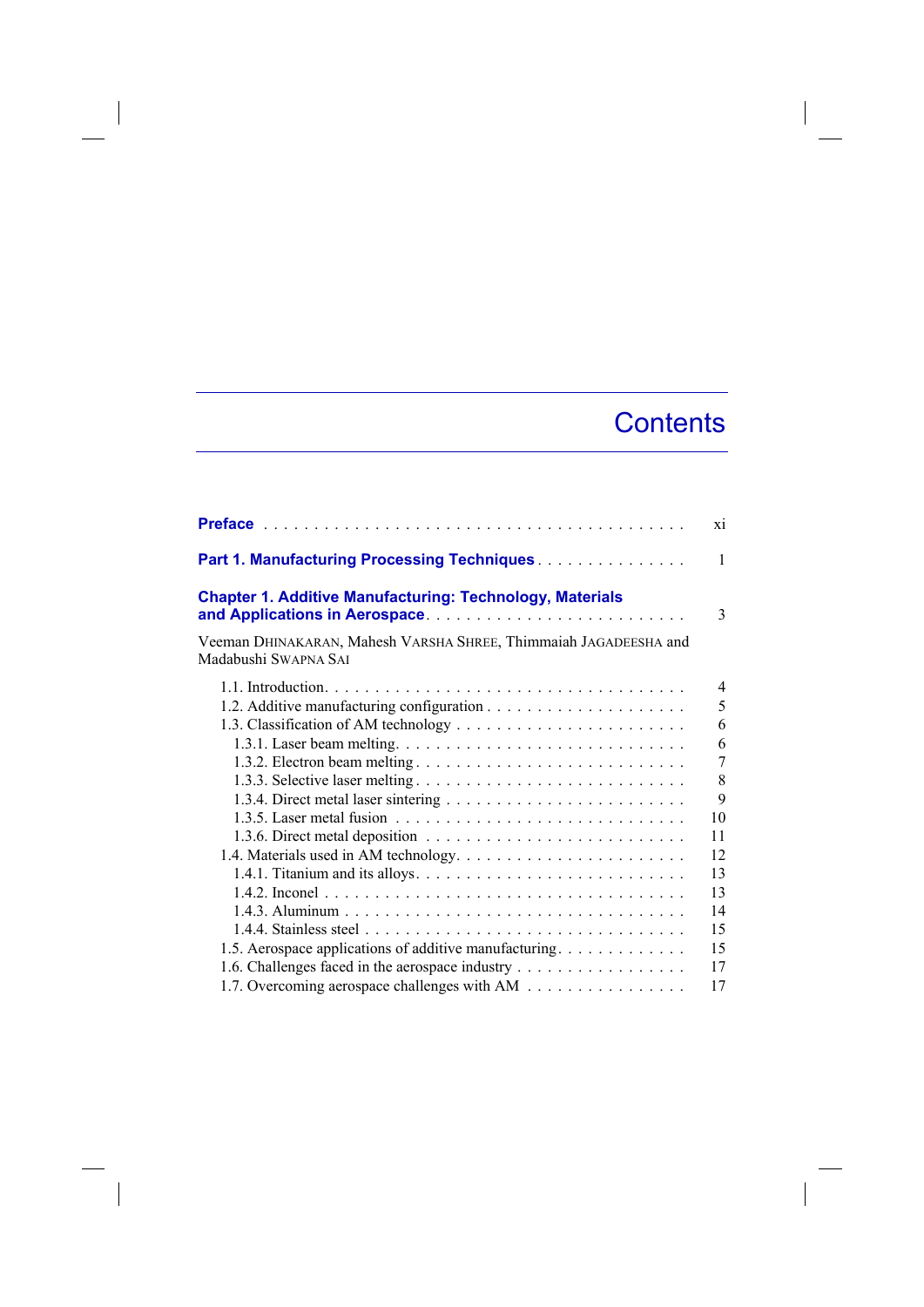# Contents

**Preface** . . . . . . . . . . . . . . . . . . . . . . . . . . . . . . . . . . . . . . . . . . xi

**Part 1. Manufacturing Processing Techniques** . . . . . . . . . . . . . . . 1

**Chapter 1. Additive Manufacturing: Technology, Materials and Applications in Aerospace** . . . . . . . . . . . . . . . . . . . . . . . . . . 3

Veeman DHINAKARAN, Mahesh VARSHA SHREE, Thimmaiah JAGADEESHA and Madabushi SWAPNA SAI

- 1.1. Introduction . . . . . . . . . . . . . . . . . . . . . . . . . . . . . . . . . . . . 4
- 1.2. Additive manufacturing configuration . . . . . . . . . . . . . . . . . . . . 5
- 1.3. Classification of AM technology . . . . . . . . . . . . . . . . . . . . . . . 6
  - 1.3.1. Laser beam melting . . . . . . . . . . . . . . . . . . . . . . . . . . . 6
  - 1.3.2. Electron beam melting . . . . . . . . . . . . . . . . . . . . . . . . . 7
  - 1.3.3. Selective laser melting . . . . . . . . . . . . . . . . . . . . . . . . . 8
  - 1.3.4. Direct metal laser sintering . . . . . . . . . . . . . . . . . . . . . . 9
  - 1.3.5. Laser metal fusion . . . . . . . . . . . . . . . . . . . . . . . . . . . 10
  - 1.3.6. Direct metal deposition . . . . . . . . . . . . . . . . . . . . . . . . 11
- 1.4. Materials used in AM technology . . . . . . . . . . . . . . . . . . . . . . 12
  - 1.4.1. Titanium and its alloys . . . . . . . . . . . . . . . . . . . . . . . . . 13
  - 1.4.2. Inconel . . . . . . . . . . . . . . . . . . . . . . . . . . . . . . . . . . 13
  - 1.4.3. Aluminum . . . . . . . . . . . . . . . . . . . . . . . . . . . . . . . . 14
  - 1.4.4. Stainless steel . . . . . . . . . . . . . . . . . . . . . . . . . . . . . . 15
- 1.5. Aerospace applications of additive manufacturing . . . . . . . . . . . . . 15
- 1.6. Challenges faced in the aerospace industry . . . . . . . . . . . . . . . . . 17
- 1.7. Overcoming aerospace challenges with AM . . . . . . . . . . . . . . . . 17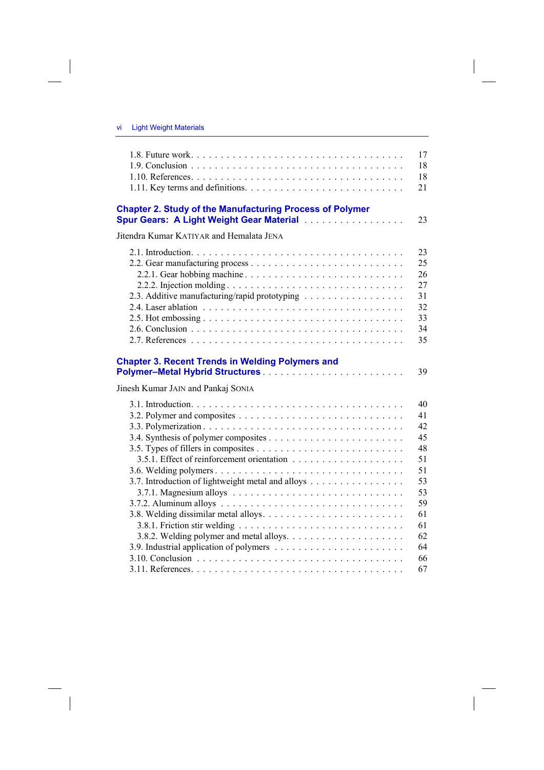1.8. Future work . . . . . . . . . . 17
1.9. Conclusion . . . . . . . . . . 18
1.10. References . . . . . . . . . . 18
1.11. Key terms and definitions . . . . . . . . . . 21

## Chapter 2. Study of the Manufacturing Process of Polymer Spur Gears: A Light Weight Gear Material . . . . . . . . . . 23

Jitendra Kumar KATIYAR and Hemalata JENA

2.1. Introduction . . . . . . . . . . 23
2.2. Gear manufacturing process . . . . . . . . . . 25
  2.2.1. Gear hobbing machine . . . . . . . . . . 26
  2.2.2. Injection molding . . . . . . . . . . 27
2.3. Additive manufacturing/rapid prototyping . . . . . . . . . . 31
2.4. Laser ablation . . . . . . . . . . 32
2.5. Hot embossing . . . . . . . . . . 33
2.6. Conclusion . . . . . . . . . . 34
2.7. References . . . . . . . . . . 35

## Chapter 3. Recent Trends in Welding Polymers and Polymer–Metal Hybrid Structures . . . . . . . . . . 39

Jinesh Kumar JAIN and Pankaj SONIA

3.1. Introduction . . . . . . . . . . 40
3.2. Polymer and composites . . . . . . . . . . 41
3.3. Polymerization . . . . . . . . . . 42
3.4. Synthesis of polymer composites . . . . . . . . . . 45
3.5. Types of fillers in composites . . . . . . . . . . 48
  3.5.1. Effect of reinforcement orientation . . . . . . . . . . 51
3.6. Welding polymers . . . . . . . . . . 51
3.7. Introduction of lightweight metal and alloys . . . . . . . . . . 53
  3.7.1. Magnesium alloys . . . . . . . . . . 53
3.7.2. Aluminum alloys . . . . . . . . . . 59
3.8. Welding dissimilar metal alloys . . . . . . . . . . 61
  3.8.1. Friction stir welding . . . . . . . . . . 61
  3.8.2. Welding polymer and metal alloys . . . . . . . . . . 62
3.9. Industrial application of polymers . . . . . . . . . . 64
3.10. Conclusion . . . . . . . . . . 66
3.11. References . . . . . . . . . . 67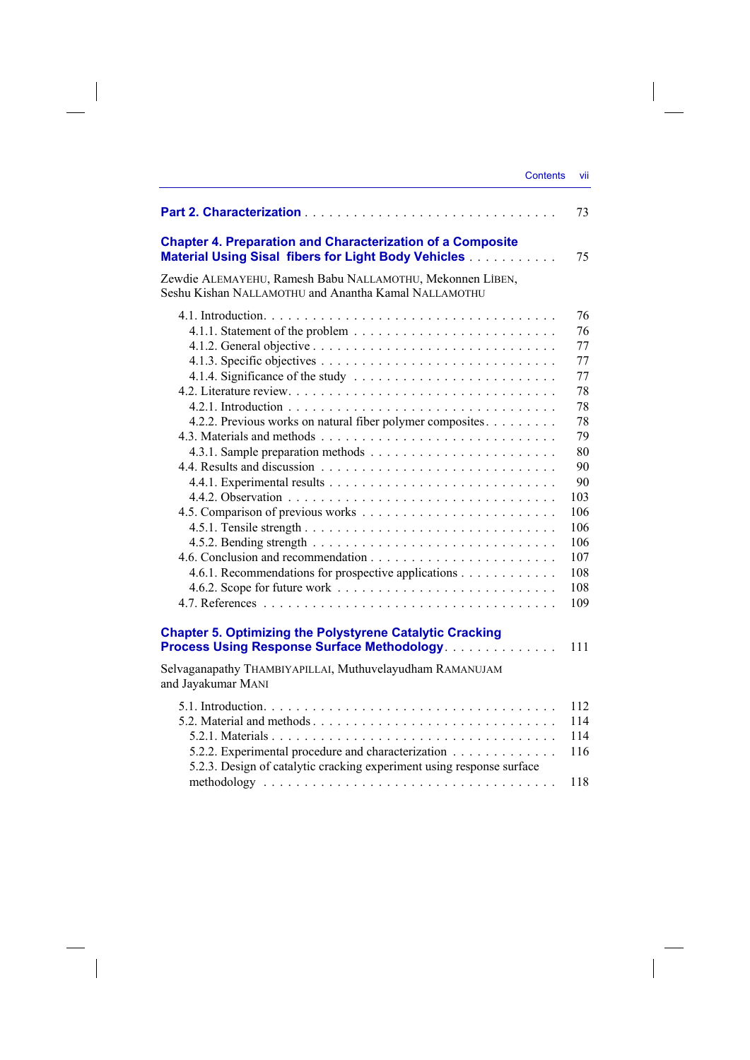**Part 2. Characterization** . . . . . . . . . . . . . . . . . . . . . . . . . . . . . 73

**Chapter 4. Preparation and Characterization of a Composite Material Using Sisal fibers for Light Body Vehicles** . . . . . . . . . . . 75

Zewdie ALEMAYEHU, Ramesh Babu NALLAMOTHU, Mekonnen LIBEN, Seshu Kishan NALLAMOTHU and Anantha Kamal NALLAMOTHU

4.1. Introduction. . . . . . . . . . . . . . . . . . . . . . . . . . . . . . . . . . . 76
- 4.1.1. Statement of the problem . . . . . . . . . . . . . . . . . . . . . . . . 76
- 4.1.2. General objective . . . . . . . . . . . . . . . . . . . . . . . . . . . . 77
- 4.1.3. Specific objectives . . . . . . . . . . . . . . . . . . . . . . . . . . . 77
- 4.1.4. Significance of the study . . . . . . . . . . . . . . . . . . . . . . . . 77

4.2. Literature review. . . . . . . . . . . . . . . . . . . . . . . . . . . . . . . 78
- 4.2.1. Introduction . . . . . . . . . . . . . . . . . . . . . . . . . . . . . . . 78
- 4.2.2. Previous works on natural fiber polymer composites. . . . . . . . . 78

4.3. Materials and methods . . . . . . . . . . . . . . . . . . . . . . . . . . . 79
- 4.3.1. Sample preparation methods . . . . . . . . . . . . . . . . . . . . . . 80

4.4. Results and discussion . . . . . . . . . . . . . . . . . . . . . . . . . . . 90
- 4.4.1. Experimental results . . . . . . . . . . . . . . . . . . . . . . . . . . 90
- 4.4.2. Observation . . . . . . . . . . . . . . . . . . . . . . . . . . . . . . . 103

4.5. Comparison of previous works . . . . . . . . . . . . . . . . . . . . . . . 106
- 4.5.1. Tensile strength . . . . . . . . . . . . . . . . . . . . . . . . . . . . . 106
- 4.5.2. Bending strength . . . . . . . . . . . . . . . . . . . . . . . . . . . . 106

4.6. Conclusion and recommendation . . . . . . . . . . . . . . . . . . . . . . 107
- 4.6.1. Recommendations for prospective applications . . . . . . . . . . . 108
- 4.6.2. Scope for future work . . . . . . . . . . . . . . . . . . . . . . . . . 108

4.7. References . . . . . . . . . . . . . . . . . . . . . . . . . . . . . . . . . . 109

**Chapter 5. Optimizing the Polystyrene Catalytic Cracking Process Using Response Surface Methodology**. . . . . . . . . . . . . . 111

Selvaganapathy THAMBIYAPILLAI, Muthuvelayudham RAMANUJAM and Jayakumar MANI

5.1. Introduction. . . . . . . . . . . . . . . . . . . . . . . . . . . . . . . . . . . 112

5.2. Material and methods . . . . . . . . . . . . . . . . . . . . . . . . . . . . 114
- 5.2.1. Materials . . . . . . . . . . . . . . . . . . . . . . . . . . . . . . . . . 114
- 5.2.2. Experimental procedure and characterization . . . . . . . . . . . . . 116
- 5.2.3. Design of catalytic cracking experiment using response surface methodology . . . . . . . . . . . . . . . . . . . . . . . . . . . . . . . . . 118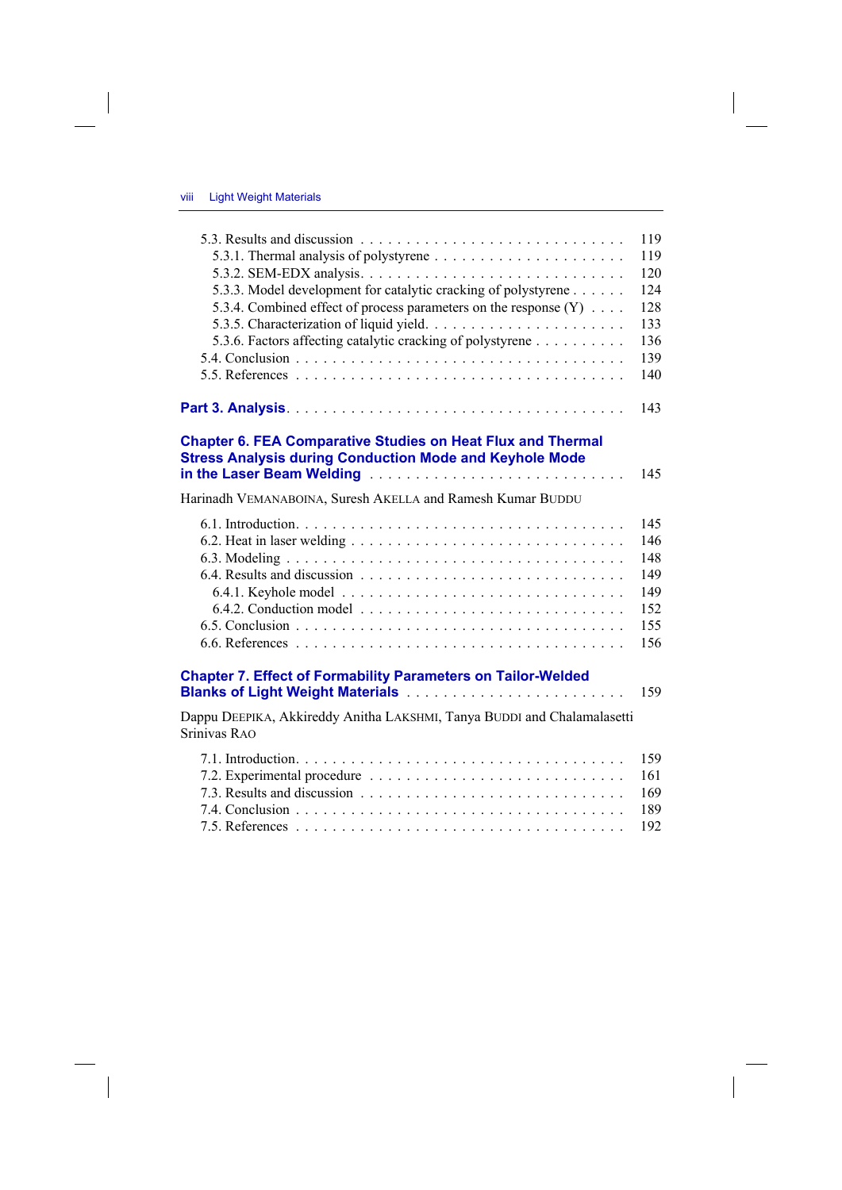5.3. Results and discussion . . . . . . . . . . . . . . . . . . . . . . . . . . . . 119
  5.3.1. Thermal analysis of polystyrene . . . . . . . . . . . . . . . . . . . . . 119
  5.3.2. SEM-EDX analysis. . . . . . . . . . . . . . . . . . . . . . . . . . . . 120
  5.3.3. Model development for catalytic cracking of polystyrene . . . . . . 124
  5.3.4. Combined effect of process parameters on the response (Y) . . . . 128
  5.3.5. Characterization of liquid yield. . . . . . . . . . . . . . . . . . . . . 133
  5.3.6. Factors affecting catalytic cracking of polystyrene . . . . . . . . . . 136
5.4. Conclusion . . . . . . . . . . . . . . . . . . . . . . . . . . . . . . . . . . 139
5.5. References . . . . . . . . . . . . . . . . . . . . . . . . . . . . . . . . . . 140

**Part 3. Analysis**. . . . . . . . . . . . . . . . . . . . . . . . . . . . . . . . . . 143

**Chapter 6. FEA Comparative Studies on Heat Flux and Thermal Stress Analysis during Conduction Mode and Keyhole Mode in the Laser Beam Welding** . . . . . . . . . . . . . . . . . . . . . . . . . . 145

Harinadh VEMANABOINA, Suresh AKELLA and Ramesh Kumar BUDDU

6.1. Introduction. . . . . . . . . . . . . . . . . . . . . . . . . . . . . . . . . . . 145
6.2. Heat in laser welding . . . . . . . . . . . . . . . . . . . . . . . . . . . . . 146
6.3. Modeling . . . . . . . . . . . . . . . . . . . . . . . . . . . . . . . . . . . . 148
6.4. Results and discussion . . . . . . . . . . . . . . . . . . . . . . . . . . . . 149
  6.4.1. Keyhole model . . . . . . . . . . . . . . . . . . . . . . . . . . . . . 149
  6.4.2. Conduction model . . . . . . . . . . . . . . . . . . . . . . . . . . . 152
6.5. Conclusion . . . . . . . . . . . . . . . . . . . . . . . . . . . . . . . . . . 155
6.6. References . . . . . . . . . . . . . . . . . . . . . . . . . . . . . . . . . . 156

**Chapter 7. Effect of Formability Parameters on Tailor-Welded Blanks of Light Weight Materials** . . . . . . . . . . . . . . . . . . . . . . . . 159

Dappu DEEPIKA, Akkireddy Anitha LAKSHMI, Tanya BUDDI and Chalamalasetti Srinivas RAO

7.1. Introduction. . . . . . . . . . . . . . . . . . . . . . . . . . . . . . . . . . . 159
7.2. Experimental procedure . . . . . . . . . . . . . . . . . . . . . . . . . . . . 161
7.3. Results and discussion . . . . . . . . . . . . . . . . . . . . . . . . . . . . 169
7.4. Conclusion . . . . . . . . . . . . . . . . . . . . . . . . . . . . . . . . . . 189
7.5. References . . . . . . . . . . . . . . . . . . . . . . . . . . . . . . . . . . 192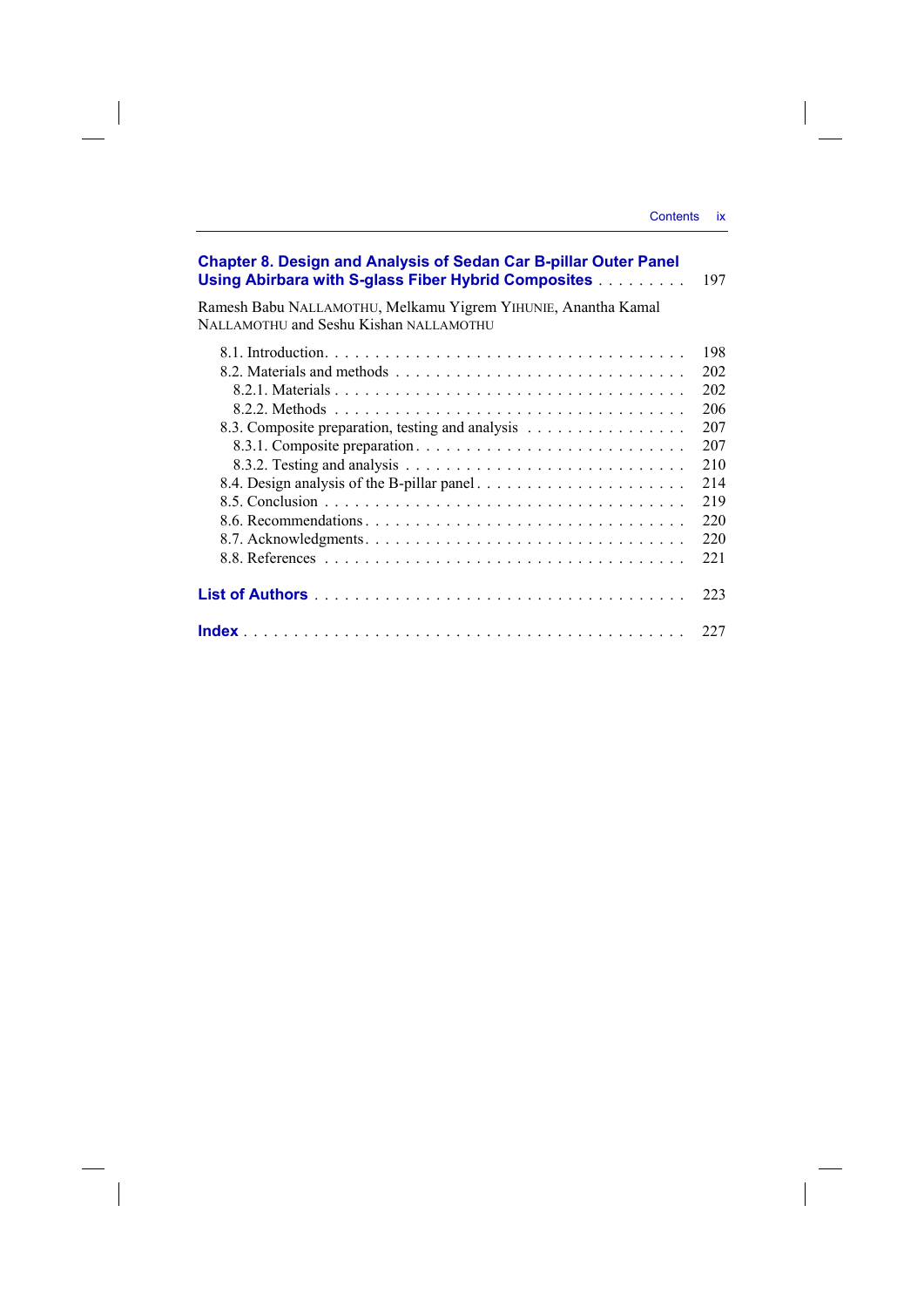**Chapter 8. Design and Analysis of Sedan Car B-pillar Outer Panel Using Abirbara with S-glass Fiber Hybrid Composites** . . . . . . . . . 197

Ramesh Babu NALLAMOTHU, Melkamu Yigrem YIHUNIE, Anantha Kamal NALLAMOTHU and Seshu Kishan NALLAMOTHU

8.1. Introduction . . . . . . . . . . . . . . . . . . . . . . . . . . . . . . . . . . 198
8.2. Materials and methods . . . . . . . . . . . . . . . . . . . . . . . . . . . . 202
8.2.1. Materials . . . . . . . . . . . . . . . . . . . . . . . . . . . . . . . . . 202
8.2.2. Methods . . . . . . . . . . . . . . . . . . . . . . . . . . . . . . . . . 206
8.3. Composite preparation, testing and analysis . . . . . . . . . . . . . . . 207
8.3.1. Composite preparation . . . . . . . . . . . . . . . . . . . . . . . . . 207
8.3.2. Testing and analysis . . . . . . . . . . . . . . . . . . . . . . . . . . 210
8.4. Design analysis of the B-pillar panel . . . . . . . . . . . . . . . . . . . 214
8.5. Conclusion . . . . . . . . . . . . . . . . . . . . . . . . . . . . . . . . . . 219
8.6. Recommendations . . . . . . . . . . . . . . . . . . . . . . . . . . . . . . 220
8.7. Acknowledgments . . . . . . . . . . . . . . . . . . . . . . . . . . . . . . 220
8.8. References . . . . . . . . . . . . . . . . . . . . . . . . . . . . . . . . . . 221

**List of Authors** . . . . . . . . . . . . . . . . . . . . . . . . . . . . . . . . . 223

**Index** . . . . . . . . . . . . . . . . . . . . . . . . . . . . . . . . . . . . . . 227